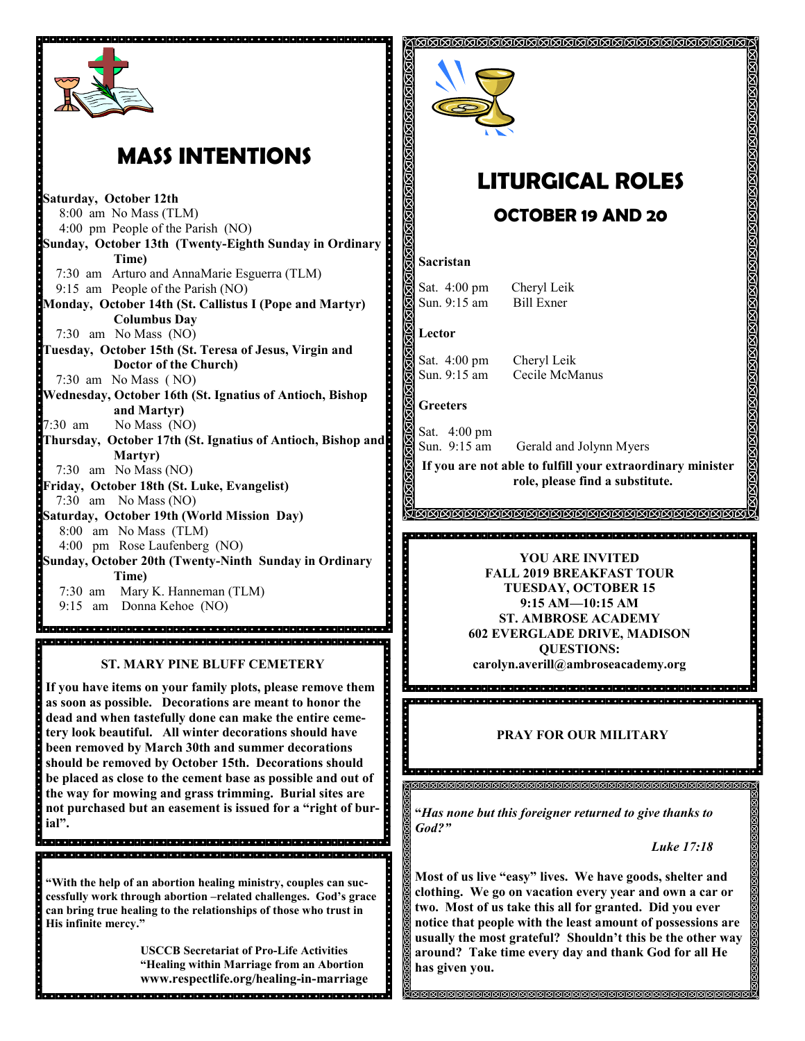# MASS INTENTIONS

**Saturday, October 12th**
8:00 am No Mass (TLM)
4:00 pm People of the Parish (NO)

**Sunday, October 13th (Twenty-Eighth Sunday in Ordinary Time)**
7:30 am Arturo and AnnaMarie Esguerra (TLM)
9:15 am People of the Parish (NO)

**Monday, October 14th (St. Callistus I (Pope and Martyr) Columbus Day**
7:30 am No Mass (NO)

**Tuesday, October 15th (St. Teresa of Jesus, Virgin and Doctor of the Church)**
7:30 am No Mass ( NO)

**Wednesday, October 16th (St. Ignatius of Antioch, Bishop and Martyr)**
7:30 am No Mass (NO)

**Thursday, October 17th (St. Ignatius of Antioch, Bishop and Martyr)**
7:30 am No Mass (NO)

**Friday, October 18th (St. Luke, Evangelist)**
7:30 am No Mass (NO)

**Saturday, October 19th (World Mission Day)**
8:00 am No Mass (TLM)
4:00 pm Rose Laufenberg (NO)

**Sunday, October 20th (Twenty-Ninth Sunday in Ordinary Time)**
7:30 am Mary K. Hanneman (TLM)
9:15 am Donna Kehoe (NO)

**ST. MARY PINE BLUFF CEMETERY**

**If you have items on your family plots, please remove them as soon as possible. Decorations are meant to honor the dead and when tastefully done can make the entire cemetery look beautiful. All winter decorations should have been removed by March 30th and summer decorations should be removed by October 15th. Decorations should be placed as close to the cement base as possible and out of the way for mowing and grass trimming. Burial sites are not purchased but an easement is issued for a "right of burial".**

**"With the help of an abortion healing ministry, couples can successfully work through abortion –related challenges. God's grace can bring true healing to the relationships of those who trust in His infinite mercy."**

**USCCB Secretariat of Pro-Life Activities**
**"Healing within Marriage from an Abortion**
**www.respectlife.org/healing-in-marriage**

# LITURGICAL ROLES

## OCTOBER 19 AND 20

**Sacristan**

Sat. 4:00 pm Cheryl Leik
Sun. 9:15 am Bill Exner

**Lector**

Sat. 4:00 pm Cheryl Leik
Sun. 9:15 am Cecile McManus

**Greeters**

Sat. 4:00 pm
Sun. 9:15 am Gerald and Jolynn Myers

**If you are not able to fulfill your extraordinary minister role, please find a substitute.**

**YOU ARE INVITED**
**FALL 2019 BREAKFAST TOUR**
**TUESDAY, OCTOBER 15**
**9:15 AM—10:15 AM**
**ST. AMBROSE ACADEMY**
**602 EVERGLADE DRIVE, MADISON**
**QUESTIONS:**
**carolyn.averill@ambroseacademy.org**

**PRAY FOR OUR MILITARY**

***"Has none but this foreigner returned to give thanks to God?"***

***Luke 17:18***

**Most of us live "easy" lives. We have goods, shelter and clothing. We go on vacation every year and own a car or two. Most of us take this all for granted. Did you ever notice that people with the least amount of possessions are usually the most grateful? Shouldn't this be the other way around? Take time every day and thank God for all He has given you.**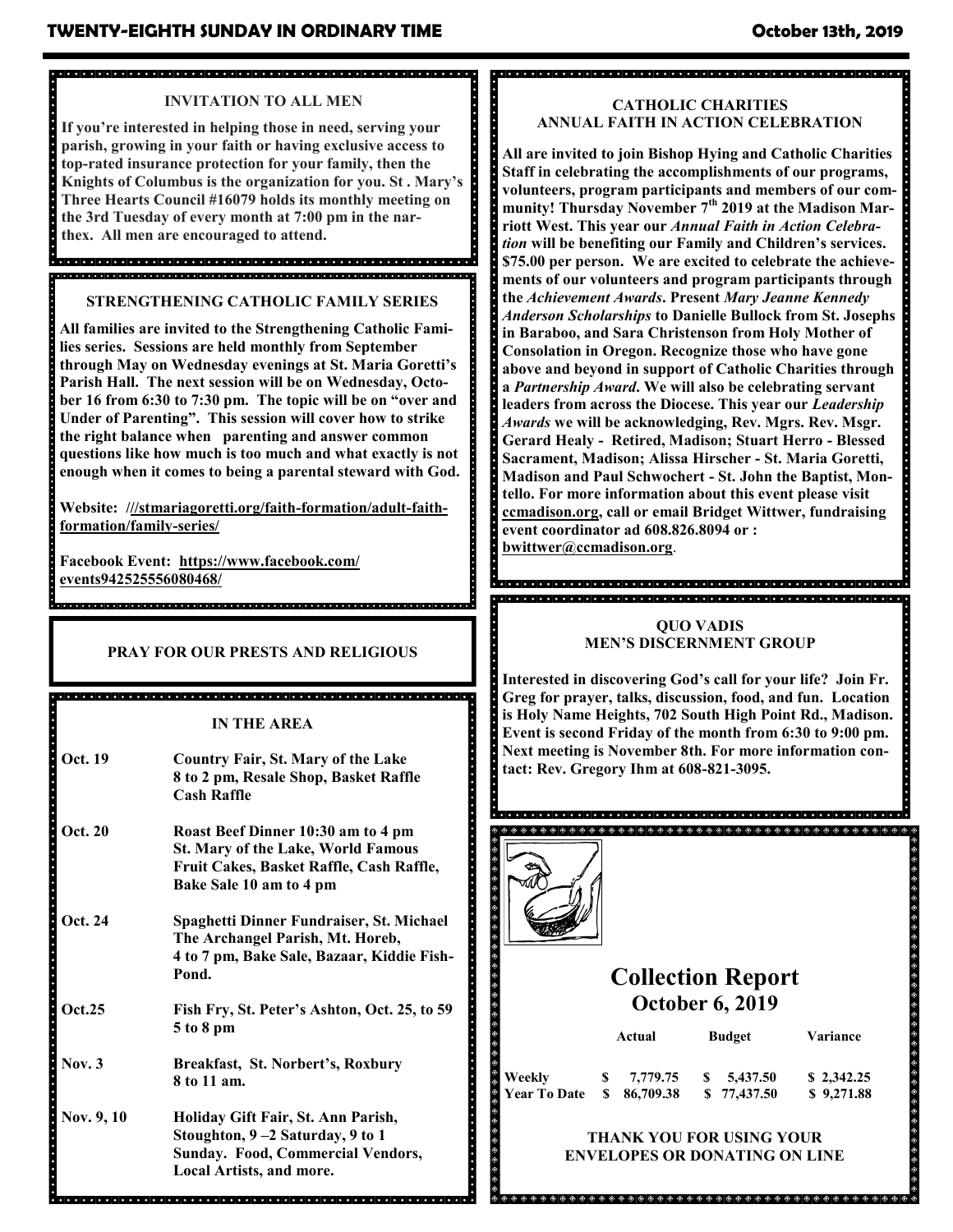## INVITATION TO ALL MEN

**If you're interested in helping those in need, serving your parish, growing in your faith or having exclusive access to top-rated insurance protection for your family, then the Knights of Columbus is the organization for you. St . Mary's Three Hearts Council #16079 holds its monthly meeting on the 3rd Tuesday of every month at 7:00 pm in the narthex. All men are encouraged to attend.**

## STRENGTHENING CATHOLIC FAMILY SERIES

**All families are invited to the Strengthening Catholic Families series. Sessions are held monthly from September through May on Wednesday evenings at St. Maria Goretti's Parish Hall. The next session will be on Wednesday, October 16 from 6:30 to 7:30 pm. The topic will be on "over and Under of Parenting". This session will cover how to strike the right balance when parenting and answer common questions like how much is too much and what exactly is not enough when it comes to being a parental steward with God.**

**Website: ///stmariagoretti.org/faith-formation/adult-faith-formation/family-series/**

**Facebook Event: https://www.facebook.com/events942525556080468/**

## PRAY FOR OUR PRESTS AND RELIGIOUS

## IN THE AREA

| | |
|---|---|
| **Oct. 19** | **Country Fair, St. Mary of the Lake 8 to 2 pm, Resale Shop, Basket Raffle Cash Raffle** |
| **Oct. 20** | **Roast Beef Dinner 10:30 am to 4 pm St. Mary of the Lake, World Famous Fruit Cakes, Basket Raffle, Cash Raffle, Bake Sale 10 am to 4 pm** |
| **Oct. 24** | **Spaghetti Dinner Fundraiser, St. Michael The Archangel Parish, Mt. Horeb, 4 to 7 pm, Bake Sale, Bazaar, Kiddie Fish-Pond.** |
| **Oct.25** | **Fish Fry, St. Peter's Ashton, Oct. 25, to 59 5 to 8 pm** |
| **Nov. 3** | **Breakfast, St. Norbert's, Roxbury 8 to 11 am.** |
| **Nov. 9, 10** | **Holiday Gift Fair, St. Ann Parish, Stoughton, 9 –2 Saturday, 9 to 1 Sunday. Food, Commercial Vendors, Local Artists, and more.** |

## CATHOLIC CHARITIES ANNUAL FAITH IN ACTION CELEBRATION

**All are invited to join Bishop Hying and Catholic Charities Staff in celebrating the accomplishments of our programs, volunteers, program participants and members of our community! Thursday November 7th 2019 at the Madison Marriott West. This year our *Annual Faith in Action Celebration* will be benefiting our Family and Children's services. $75.00 per person. We are excited to celebrate the achievements of our volunteers and program participants through the *Achievement Awards*. Present *Mary Jeanne Kennedy Anderson Scholarships* to Danielle Bullock from St. Josephs in Baraboo, and Sara Christenson from Holy Mother of Consolation in Oregon. Recognize those who have gone above and beyond in support of Catholic Charities through a *Partnership Award*. We will also be celebrating servant leaders from across the Diocese. This year our *Leadership Awards* we will be acknowledging, Rev. Mgrs. Rev. Msgr. Gerard Healy - Retired, Madison; Stuart Herro - Blessed Sacrament, Madison; Alissa Hirscher - St. Maria Goretti, Madison and Paul Schwochert - St. John the Baptist, Montello. For more information about this event please visit ccmadison.org, call or email Bridget Wittwer, fundraising event coordinator ad 608.826.8094 or : bwittwer@ccmadison.org**.

## QUO VADIS MEN'S DISCERNMENT GROUP

**Interested in discovering God's call for your life? Join Fr. Greg for prayer, talks, discussion, food, and fun. Location is Holy Name Heights, 702 South High Point Rd., Madison. Event is second Friday of the month from 6:30 to 9:00 pm. Next meeting is November 8th. For more information contact: Rev. Gregory Ihm at 608-821-3095.**

# Collection Report
## October 6, 2019

| | Actual | Budget | Variance |
|---|---|---|---|
| **Weekly** | $ 7,779.75 | $ 5,437.50 | $ 2,342.25 |
| **Year To Date** | $ 86,709.38 | $ 77,437.50 | $ 9,271.88 |

**THANK YOU FOR USING YOUR ENVELOPES OR DONATING ON LINE**